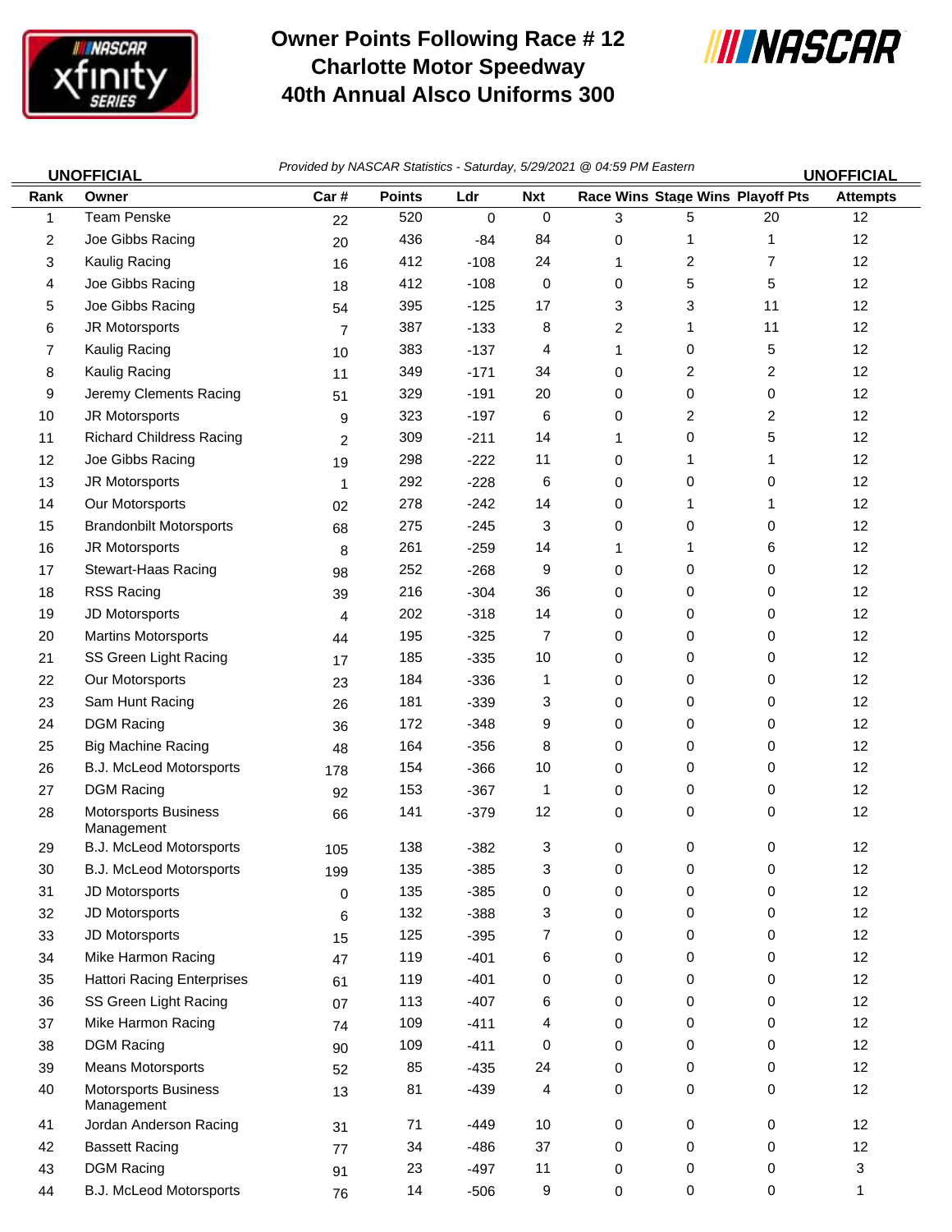# Owner Points Following Race # 12
# Charlotte Motor Speedway
# 40th Annual Alsco Uniforms 300

**UNOFFICIAL** *Provided by NASCAR Statistics - Saturday, 5/29/2021 @ 04:59 PM Eastern* **UNOFFICIAL**

| Rank | Owner | Car # | Points | Ldr | Nxt | Race Wins | Stage Wins | Playoff Pts | Attempts |
|---|---|---|---|---|---|---|---|---|---|
| 1 | Team Penske | 22 | 520 | 0 | 0 | 3 | 5 | 20 | 12 |
| 2 | Joe Gibbs Racing | 20 | 436 | -84 | 84 | 0 | 1 | 1 | 12 |
| 3 | Kaulig Racing | 16 | 412 | -108 | 24 | 1 | 2 | 7 | 12 |
| 4 | Joe Gibbs Racing | 18 | 412 | -108 | 0 | 0 | 5 | 5 | 12 |
| 5 | Joe Gibbs Racing | 54 | 395 | -125 | 17 | 3 | 3 | 11 | 12 |
| 6 | JR Motorsports | 7 | 387 | -133 | 8 | 2 | 1 | 11 | 12 |
| 7 | Kaulig Racing | 10 | 383 | -137 | 4 | 1 | 0 | 5 | 12 |
| 8 | Kaulig Racing | 11 | 349 | -171 | 34 | 0 | 2 | 2 | 12 |
| 9 | Jeremy Clements Racing | 51 | 329 | -191 | 20 | 0 | 0 | 0 | 12 |
| 10 | JR Motorsports | 9 | 323 | -197 | 6 | 0 | 2 | 2 | 12 |
| 11 | Richard Childress Racing | 2 | 309 | -211 | 14 | 1 | 0 | 5 | 12 |
| 12 | Joe Gibbs Racing | 19 | 298 | -222 | 11 | 0 | 1 | 1 | 12 |
| 13 | JR Motorsports | 1 | 292 | -228 | 6 | 0 | 0 | 0 | 12 |
| 14 | Our Motorsports | 02 | 278 | -242 | 14 | 0 | 1 | 1 | 12 |
| 15 | Brandonbilt Motorsports | 68 | 275 | -245 | 3 | 0 | 0 | 0 | 12 |
| 16 | JR Motorsports | 8 | 261 | -259 | 14 | 1 | 1 | 6 | 12 |
| 17 | Stewart-Haas Racing | 98 | 252 | -268 | 9 | 0 | 0 | 0 | 12 |
| 18 | RSS Racing | 39 | 216 | -304 | 36 | 0 | 0 | 0 | 12 |
| 19 | JD Motorsports | 4 | 202 | -318 | 14 | 0 | 0 | 0 | 12 |
| 20 | Martins Motorsports | 44 | 195 | -325 | 7 | 0 | 0 | 0 | 12 |
| 21 | SS Green Light Racing | 17 | 185 | -335 | 10 | 0 | 0 | 0 | 12 |
| 22 | Our Motorsports | 23 | 184 | -336 | 1 | 0 | 0 | 0 | 12 |
| 23 | Sam Hunt Racing | 26 | 181 | -339 | 3 | 0 | 0 | 0 | 12 |
| 24 | DGM Racing | 36 | 172 | -348 | 9 | 0 | 0 | 0 | 12 |
| 25 | Big Machine Racing | 48 | 164 | -356 | 8 | 0 | 0 | 0 | 12 |
| 26 | B.J. McLeod Motorsports | 178 | 154 | -366 | 10 | 0 | 0 | 0 | 12 |
| 27 | DGM Racing | 92 | 153 | -367 | 1 | 0 | 0 | 0 | 12 |
| 28 | Motorsports Business Management | 66 | 141 | -379 | 12 | 0 | 0 | 0 | 12 |
| 29 | B.J. McLeod Motorsports | 105 | 138 | -382 | 3 | 0 | 0 | 0 | 12 |
| 30 | B.J. McLeod Motorsports | 199 | 135 | -385 | 3 | 0 | 0 | 0 | 12 |
| 31 | JD Motorsports | 0 | 135 | -385 | 0 | 0 | 0 | 0 | 12 |
| 32 | JD Motorsports | 6 | 132 | -388 | 3 | 0 | 0 | 0 | 12 |
| 33 | JD Motorsports | 15 | 125 | -395 | 7 | 0 | 0 | 0 | 12 |
| 34 | Mike Harmon Racing | 47 | 119 | -401 | 6 | 0 | 0 | 0 | 12 |
| 35 | Hattori Racing Enterprises | 61 | 119 | -401 | 0 | 0 | 0 | 0 | 12 |
| 36 | SS Green Light Racing | 07 | 113 | -407 | 6 | 0 | 0 | 0 | 12 |
| 37 | Mike Harmon Racing | 74 | 109 | -411 | 4 | 0 | 0 | 0 | 12 |
| 38 | DGM Racing | 90 | 109 | -411 | 0 | 0 | 0 | 0 | 12 |
| 39 | Means Motorsports | 52 | 85 | -435 | 24 | 0 | 0 | 0 | 12 |
| 40 | Motorsports Business Management | 13 | 81 | -439 | 4 | 0 | 0 | 0 | 12 |
| 41 | Jordan Anderson Racing | 31 | 71 | -449 | 10 | 0 | 0 | 0 | 12 |
| 42 | Bassett Racing | 77 | 34 | -486 | 37 | 0 | 0 | 0 | 12 |
| 43 | DGM Racing | 91 | 23 | -497 | 11 | 0 | 0 | 0 | 3 |
| 44 | B.J. McLeod Motorsports | 76 | 14 | -506 | 9 | 0 | 0 | 0 | 1 |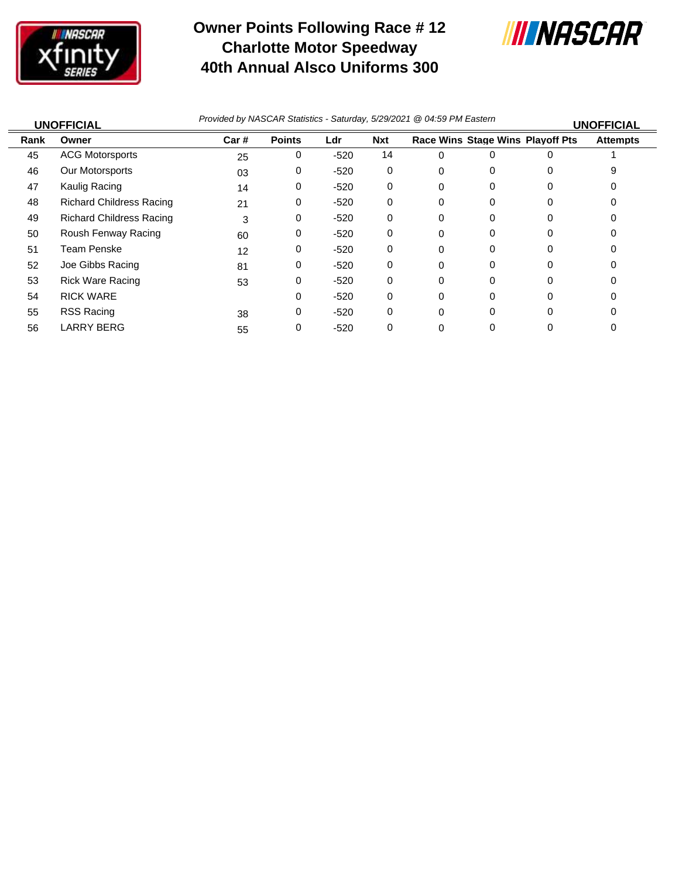# Owner Points Following Race # 12
# Charlotte Motor Speedway
# 40th Annual Alsco Uniforms 300

**UNOFFICIAL**

*Provided by NASCAR Statistics - Saturday, 5/29/2021 @ 04:59 PM Eastern*

**UNOFFICIAL**

| Rank | Owner | Car # | Points | Ldr | Nxt | Race Wins | Stage Wins | Playoff Pts | Attempts |
|---|---|---|---|---|---|---|---|---|---|
| 45 | ACG Motorsports | 25 | 0 | -520 | 14 | 0 | 0 | 0 | 1 |
| 46 | Our Motorsports | 03 | 0 | -520 | 0 | 0 | 0 | 0 | 9 |
| 47 | Kaulig Racing | 14 | 0 | -520 | 0 | 0 | 0 | 0 | 0 |
| 48 | Richard Childress Racing | 21 | 0 | -520 | 0 | 0 | 0 | 0 | 0 |
| 49 | Richard Childress Racing | 3 | 0 | -520 | 0 | 0 | 0 | 0 | 0 |
| 50 | Roush Fenway Racing | 60 | 0 | -520 | 0 | 0 | 0 | 0 | 0 |
| 51 | Team Penske | 12 | 0 | -520 | 0 | 0 | 0 | 0 | 0 |
| 52 | Joe Gibbs Racing | 81 | 0 | -520 | 0 | 0 | 0 | 0 | 0 |
| 53 | Rick Ware Racing | 53 | 0 | -520 | 0 | 0 | 0 | 0 | 0 |
| 54 | RICK WARE | | 0 | -520 | 0 | 0 | 0 | 0 | 0 |
| 55 | RSS Racing | 38 | 0 | -520 | 0 | 0 | 0 | 0 | 0 |
| 56 | LARRY BERG | 55 | 0 | -520 | 0 | 0 | 0 | 0 | 0 |